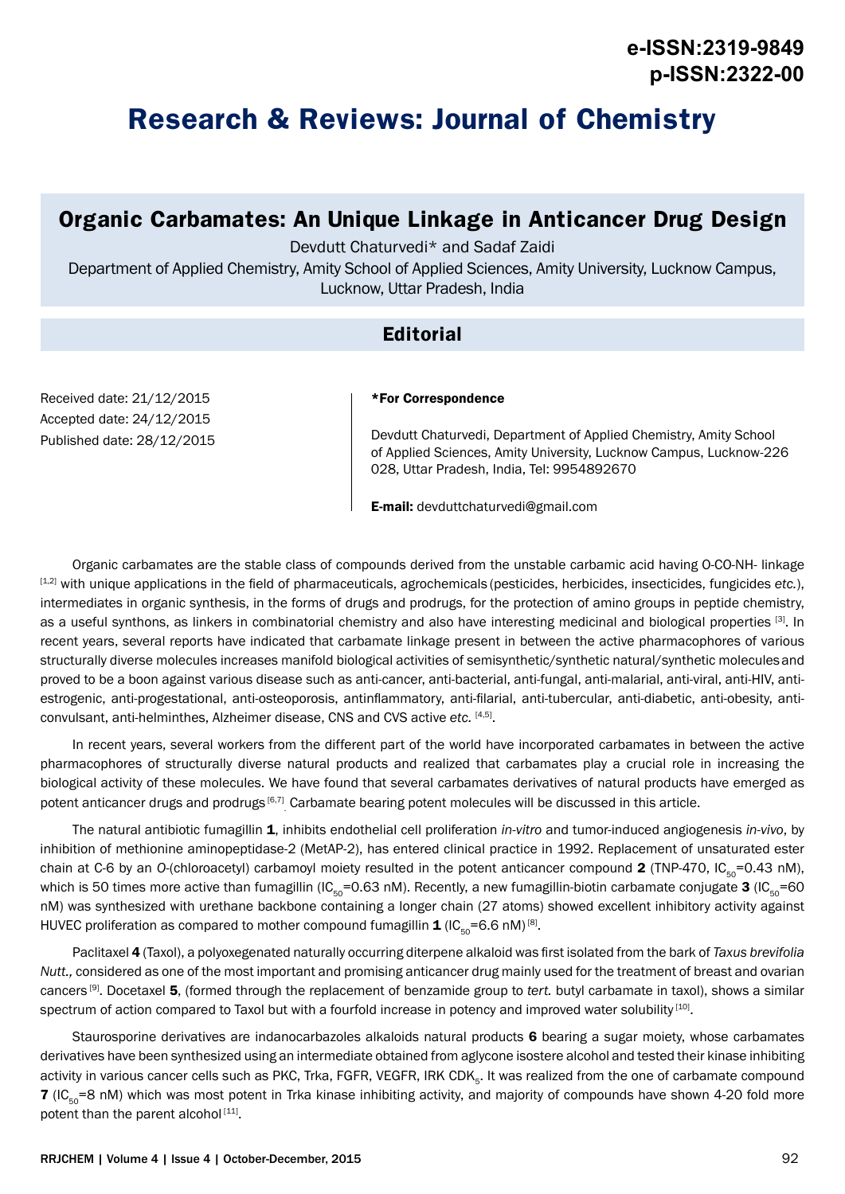# Research & Reviews: Journal of Chemistry

## Organic Carbamates: An Unique Linkage in Anticancer Drug Design

Devdutt Chaturvedi* and Sadaf Zaidi

Department of Applied Chemistry, Amity School of Applied Sciences, Amity University, Lucknow Campus, Lucknow, Uttar Pradesh, India

### Editorial

Received date: 21/12/2015
Accepted date: 24/12/2015
Published date: 28/12/2015

**\*For Correspondence**

Devdutt Chaturvedi, Department of Applied Chemistry, Amity School of Applied Sciences, Amity University, Lucknow Campus, Lucknow-226 028, Uttar Pradesh, India, Tel: 9954892670

**E-mail:** devduttchaturvedi@gmail.com

Organic carbamates are the stable class of compounds derived from the unstable carbamic acid having O-CO-NH- linkage [1,2] with unique applications in the field of pharmaceuticals, agrochemicals (pesticides, herbicides, insecticides, fungicides *etc.*), intermediates in organic synthesis, in the forms of drugs and prodrugs, for the protection of amino groups in peptide chemistry, as a useful synthons, as linkers in combinatorial chemistry and also have interesting medicinal and biological properties [3]. In recent years, several reports have indicated that carbamate linkage present in between the active pharmacophores of various structurally diverse molecules increases manifold biological activities of semisynthetic/synthetic natural/synthetic molecules and proved to be a boon against various disease such as anti-cancer, anti-bacterial, anti-fungal, anti-malarial, anti-viral, anti-HIV, anti-estrogenic, anti-progestational, anti-osteoporosis, antinflammatory, anti-filarial, anti-tubercular, anti-diabetic, anti-obesity, anti-convulsant, anti-helminthes, Alzheimer disease, CNS and CVS active *etc.* [4,5].

In recent years, several workers from the different part of the world have incorporated carbamates in between the active pharmacophores of structurally diverse natural products and realized that carbamates play a crucial role in increasing the biological activity of these molecules. We have found that several carbamates derivatives of natural products have emerged as potent anticancer drugs and prodrugs [6,7]. Carbamate bearing potent molecules will be discussed in this article.

The natural antibiotic fumagillin **1**, inhibits endothelial cell proliferation *in-vitro* and tumor-induced angiogenesis *in-vivo*, by inhibition of methionine aminopeptidase-2 (MetAP-2), has entered clinical practice in 1992. Replacement of unsaturated ester chain at C-6 by an *O*-(chloroacetyl) carbamoyl moiety resulted in the potent anticancer compound **2** (TNP-470, $IC_{50}$=0.43 nM), which is 50 times more active than fumagillin ($IC_{50}$=0.63 nM). Recently, a new fumagillin-biotin carbamate conjugate **3** ($IC_{50}$=60 nM) was synthesized with urethane backbone containing a longer chain (27 atoms) showed excellent inhibitory activity against HUVEC proliferation as compared to mother compound fumagillin **1** ($IC_{50}$=6.6 nM) [8].

Paclitaxel **4** (Taxol), a polyoxegenated naturally occurring diterpene alkaloid was first isolated from the bark of *Taxus brevifolia Nutt.,* considered as one of the most important and promising anticancer drug mainly used for the treatment of breast and ovarian cancers [9]. Docetaxel **5**, (formed through the replacement of benzamide group to *tert.* butyl carbamate in taxol), shows a similar spectrum of action compared to Taxol but with a fourfold increase in potency and improved water solubility [10].

Staurosporine derivatives are indanocarbazoles alkaloids natural products **6** bearing a sugar moiety, whose carbamates derivatives have been synthesized using an intermediate obtained from aglycone isostere alcohol and tested their kinase inhibiting activity in various cancer cells such as PKC, Trka, FGFR, VEGFR, IRK $CDK_5$. It was realized from the one of carbamate compound **7** ($IC_{50}$=8 nM) which was most potent in Trka kinase inhibiting activity, and majority of compounds have shown 4-20 fold more potent than the parent alcohol [11].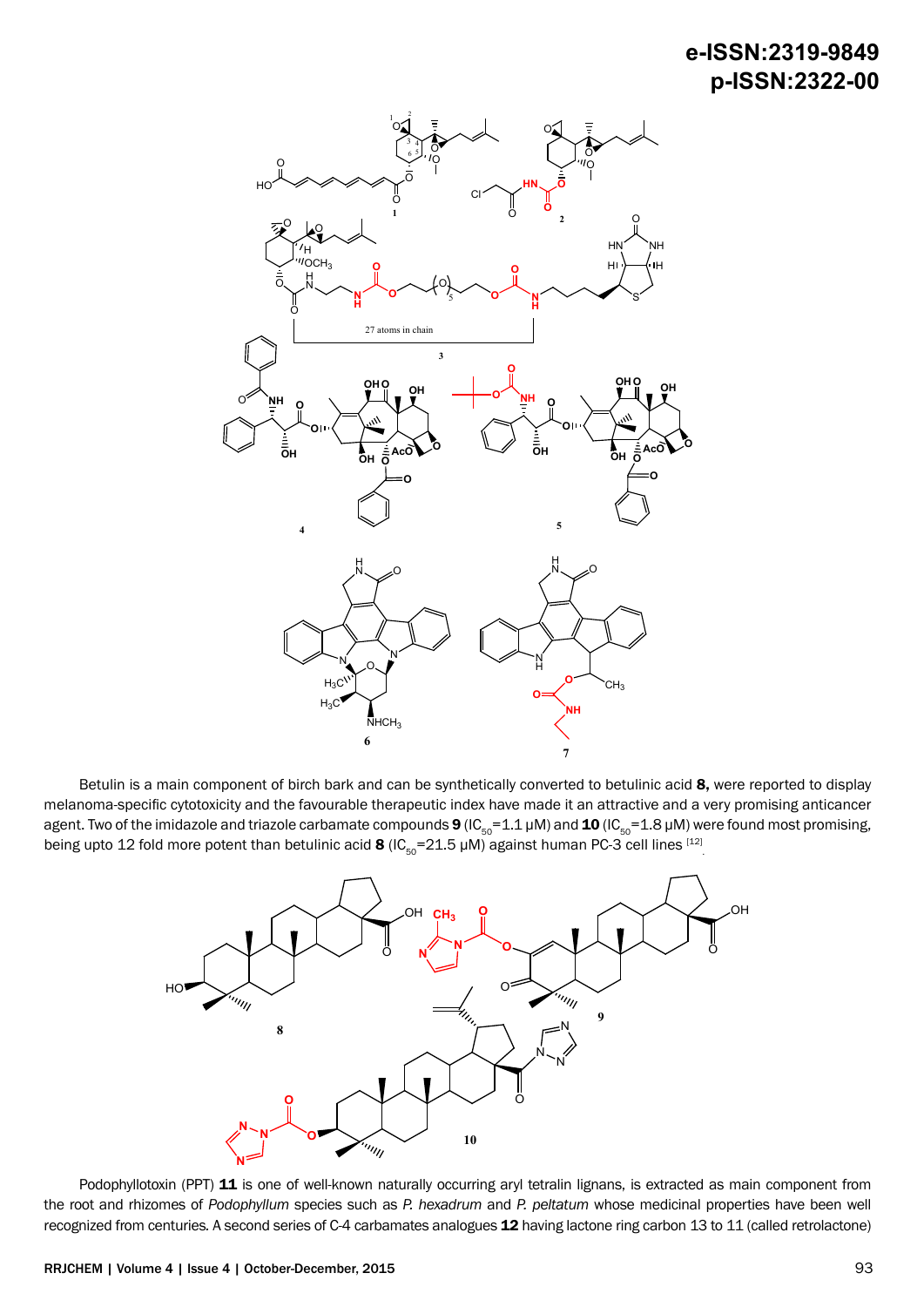Betulin is a main component of birch bark and can be synthetically converted to betulinic acid **8,** were reported to display melanoma-specific cytotoxicity and the favourable therapeutic index have made it an attractive and a very promising anticancer agent. Two of the imidazole and triazole carbamate compounds **9** ($IC_{50}$=1.1 μM) and **10** ($IC_{50}$=1.8 μM) were found most promising, being upto 12 fold more potent than betulinic acid **8** ($IC_{50}$=21.5 μM) against human PC-3 cell lines [12].

Podophyllotoxin (PPT) **11** is one of well-known naturally occurring aryl tetralin lignans, is extracted as main component from the root and rhizomes of *Podophyllum* species such as *P. hexadrum* and *P. peltatum* whose medicinal properties have been well recognized from centuries. A second series of C-4 carbamates analogues **12** having lactone ring carbon 13 to 11 (called retrolactone)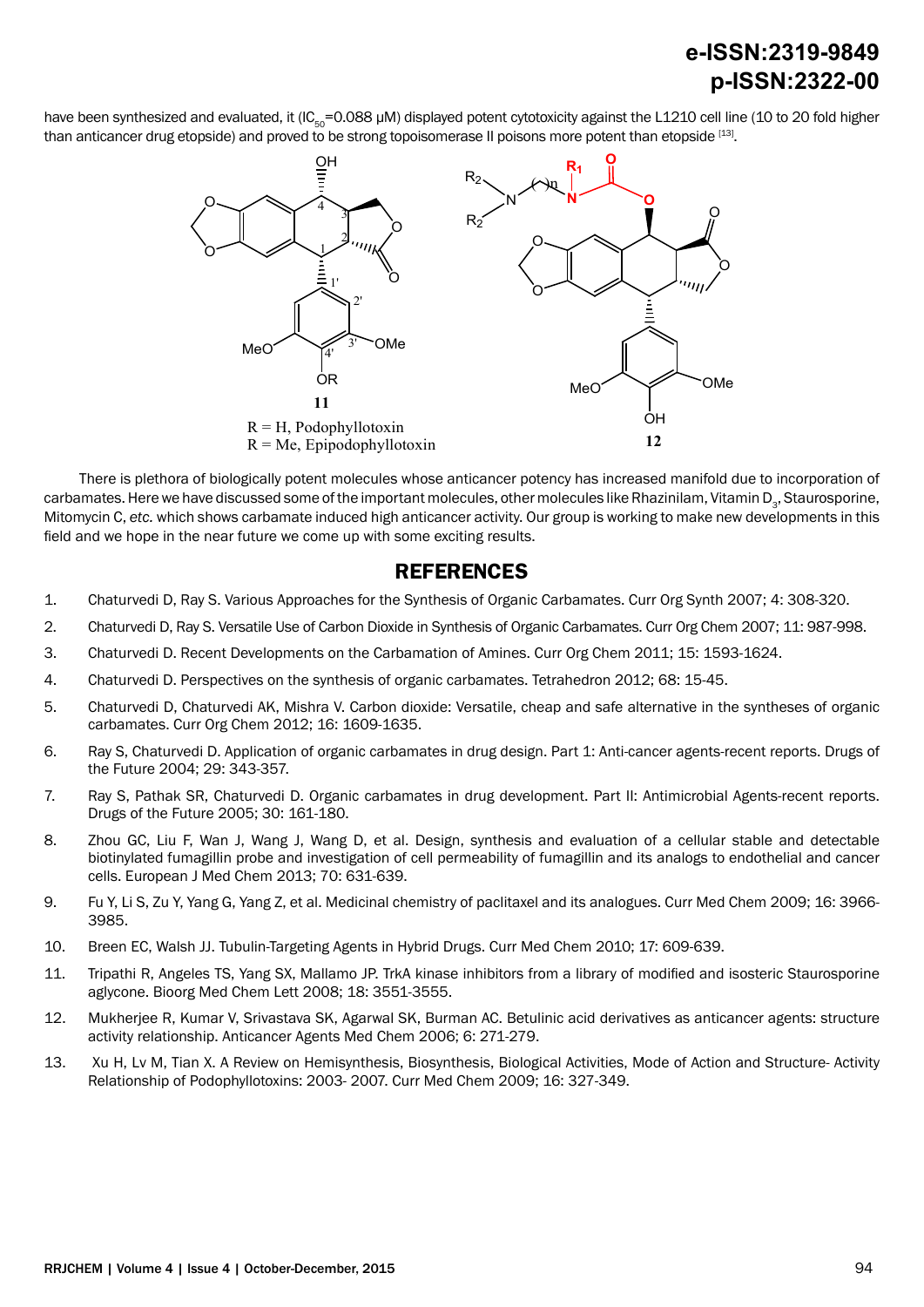have been synthesized and evaluated, it ($IC_{50}$=0.088 μM) displayed potent cytotoxicity against the L1210 cell line (10 to 20 fold higher than anticancer drug etopside) and proved to be strong topoisomerase II poisons more potent than etopside [13].

11

R = H, Podophyllotoxin
R = Me, Epipodophyllotoxin

12

There is plethora of biologically potent molecules whose anticancer potency has increased manifold due to incorporation of carbamates. Here we have discussed some of the important molecules, other molecules like Rhazinilam, Vitamin $D_3$, Staurosporine, Mitomycin C, *etc.* which shows carbamate induced high anticancer activity. Our group is working to make new developments in this field and we hope in the near future we come up with some exciting results.

## REFERENCES

1. Chaturvedi D, Ray S. Various Approaches for the Synthesis of Organic Carbamates. Curr Org Synth 2007; 4: 308-320.
2. Chaturvedi D, Ray S. Versatile Use of Carbon Dioxide in Synthesis of Organic Carbamates. Curr Org Chem 2007; 11: 987-998.
3. Chaturvedi D. Recent Developments on the Carbamation of Amines. Curr Org Chem 2011; 15: 1593-1624.
4. Chaturvedi D. Perspectives on the synthesis of organic carbamates. Tetrahedron 2012; 68: 15-45.
5. Chaturvedi D, Chaturvedi AK, Mishra V. Carbon dioxide: Versatile, cheap and safe alternative in the syntheses of organic carbamates. Curr Org Chem 2012; 16: 1609-1635.
6. Ray S, Chaturvedi D. Application of organic carbamates in drug design. Part 1: Anti-cancer agents-recent reports. Drugs of the Future 2004; 29: 343-357.
7. Ray S, Pathak SR, Chaturvedi D. Organic carbamates in drug development. Part II: Antimicrobial Agents-recent reports. Drugs of the Future 2005; 30: 161-180.
8. Zhou GC, Liu F, Wan J, Wang J, Wang D, et al. Design, synthesis and evaluation of a cellular stable and detectable biotinylated fumagillin probe and investigation of cell permeability of fumagillin and its analogs to endothelial and cancer cells. European J Med Chem 2013; 70: 631-639.
9. Fu Y, Li S, Zu Y, Yang G, Yang Z, et al. Medicinal chemistry of paclitaxel and its analogues. Curr Med Chem 2009; 16: 3966-3985.
10. Breen EC, Walsh JJ. Tubulin-Targeting Agents in Hybrid Drugs. Curr Med Chem 2010; 17: 609-639.
11. Tripathi R, Angeles TS, Yang SX, Mallamo JP. TrkA kinase inhibitors from a library of modified and isosteric Staurosporine aglycone. Bioorg Med Chem Lett 2008; 18: 3551-3555.
12. Mukherjee R, Kumar V, Srivastava SK, Agarwal SK, Burman AC. Betulinic acid derivatives as anticancer agents: structure activity relationship. Anticancer Agents Med Chem 2006; 6: 271-279.
13. Xu H, Lv M, Tian X. A Review on Hemisynthesis, Biosynthesis, Biological Activities, Mode of Action and Structure- Activity Relationship of Podophyllotoxins: 2003- 2007. Curr Med Chem 2009; 16: 327-349.